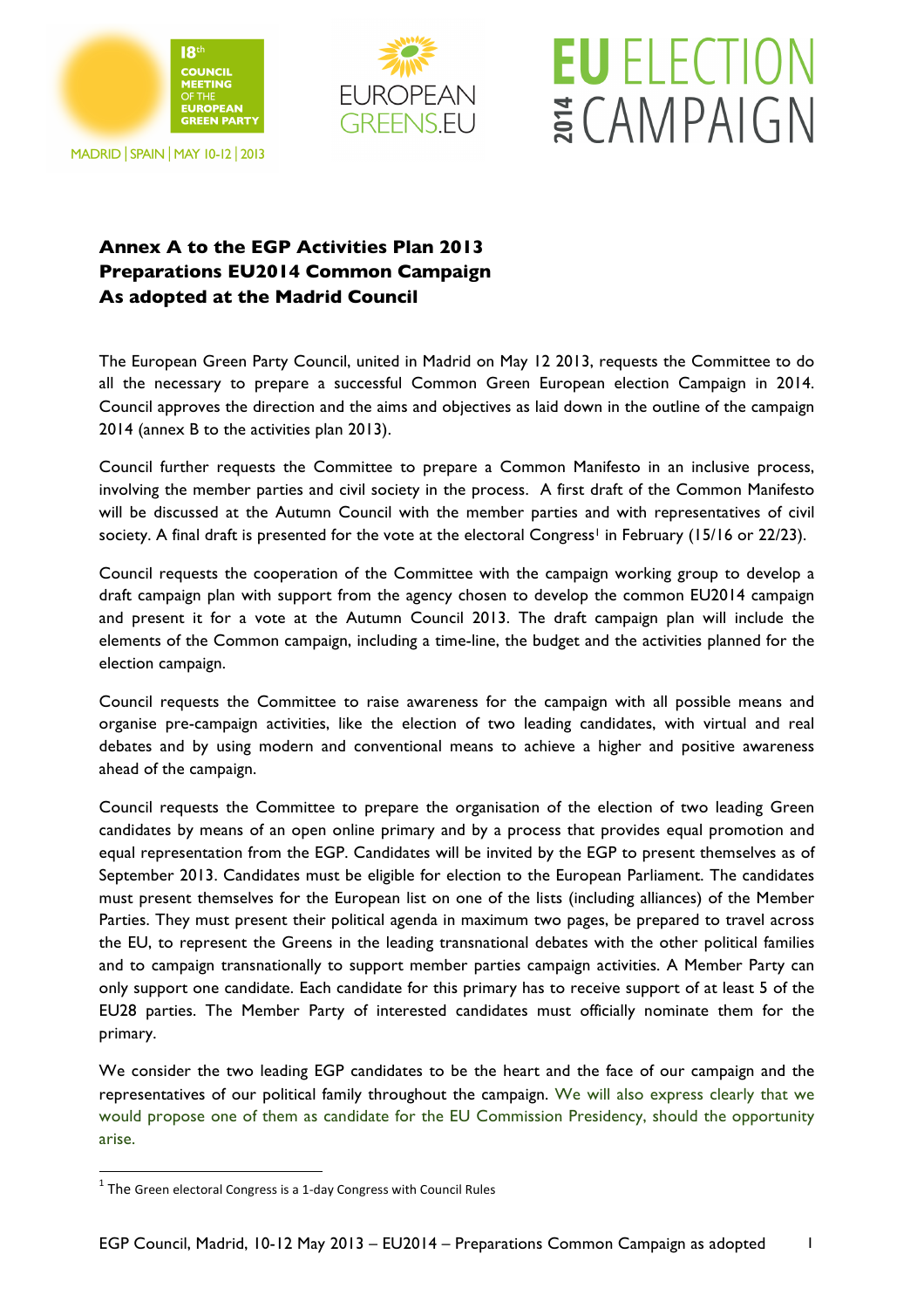### Annex A to the EGP Activities Plan 2013
### Preparations EU2014 Common Campaign
### As adopted at the Madrid Council

The European Green Party Council, united in Madrid on May 12 2013, requests the Committee to do all the necessary to prepare a successful Common Green European election Campaign in 2014. Council approves the direction and the aims and objectives as laid down in the outline of the campaign 2014 (annex B to the activities plan 2013).

Council further requests the Committee to prepare a Common Manifesto in an inclusive process, involving the member parties and civil society in the process. A first draft of the Common Manifesto will be discussed at the Autumn Council with the member parties and with representatives of civil society. A final draft is presented for the vote at the electoral Congress[1] in February (15/16 or 22/23).

Council requests the cooperation of the Committee with the campaign working group to develop a draft campaign plan with support from the agency chosen to develop the common EU2014 campaign and present it for a vote at the Autumn Council 2013. The draft campaign plan will include the elements of the Common campaign, including a time-line, the budget and the activities planned for the election campaign.

Council requests the Committee to raise awareness for the campaign with all possible means and organise pre-campaign activities, like the election of two leading candidates, with virtual and real debates and by using modern and conventional means to achieve a higher and positive awareness ahead of the campaign.

Council requests the Committee to prepare the organisation of the election of two leading Green candidates by means of an open online primary and by a process that provides equal promotion and equal representation from the EGP. Candidates will be invited by the EGP to present themselves as of September 2013. Candidates must be eligible for election to the European Parliament. The candidates must present themselves for the European list on one of the lists (including alliances) of the Member Parties. They must present their political agenda in maximum two pages, be prepared to travel across the EU, to represent the Greens in the leading transnational debates with the other political families and to campaign transnationally to support member parties campaign activities. A Member Party can only support one candidate. Each candidate for this primary has to receive support of at least 5 of the EU28 parties. The Member Party of interested candidates must officially nominate them for the primary.

We consider the two leading EGP candidates to be the heart and the face of our campaign and the representatives of our political family throughout the campaign. We will also express clearly that we would propose one of them as candidate for the EU Commission Presidency, should the opportunity arise.

---

[1] The Green electoral Congress is a 1-day Congress with Council Rules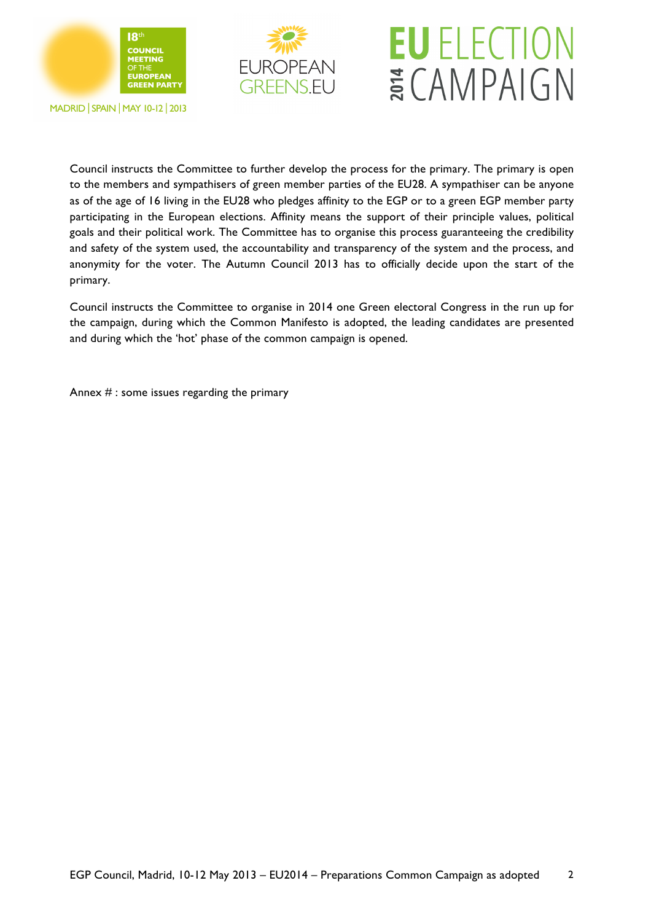Council instructs the Committee to further develop the process for the primary. The primary is open to the members and sympathisers of green member parties of the EU28. A sympathiser can be anyone as of the age of 16 living in the EU28 who pledges affinity to the EGP or to a green EGP member party participating in the European elections. Affinity means the support of their principle values, political goals and their political work. The Committee has to organise this process guaranteeing the credibility and safety of the system used, the accountability and transparency of the system and the process, and anonymity for the voter. The Autumn Council 2013 has to officially decide upon the start of the primary.

Council instructs the Committee to organise in 2014 one Green electoral Congress in the run up for the campaign, during which the Common Manifesto is adopted, the leading candidates are presented and during which the 'hot' phase of the common campaign is opened.

Annex # : some issues regarding the primary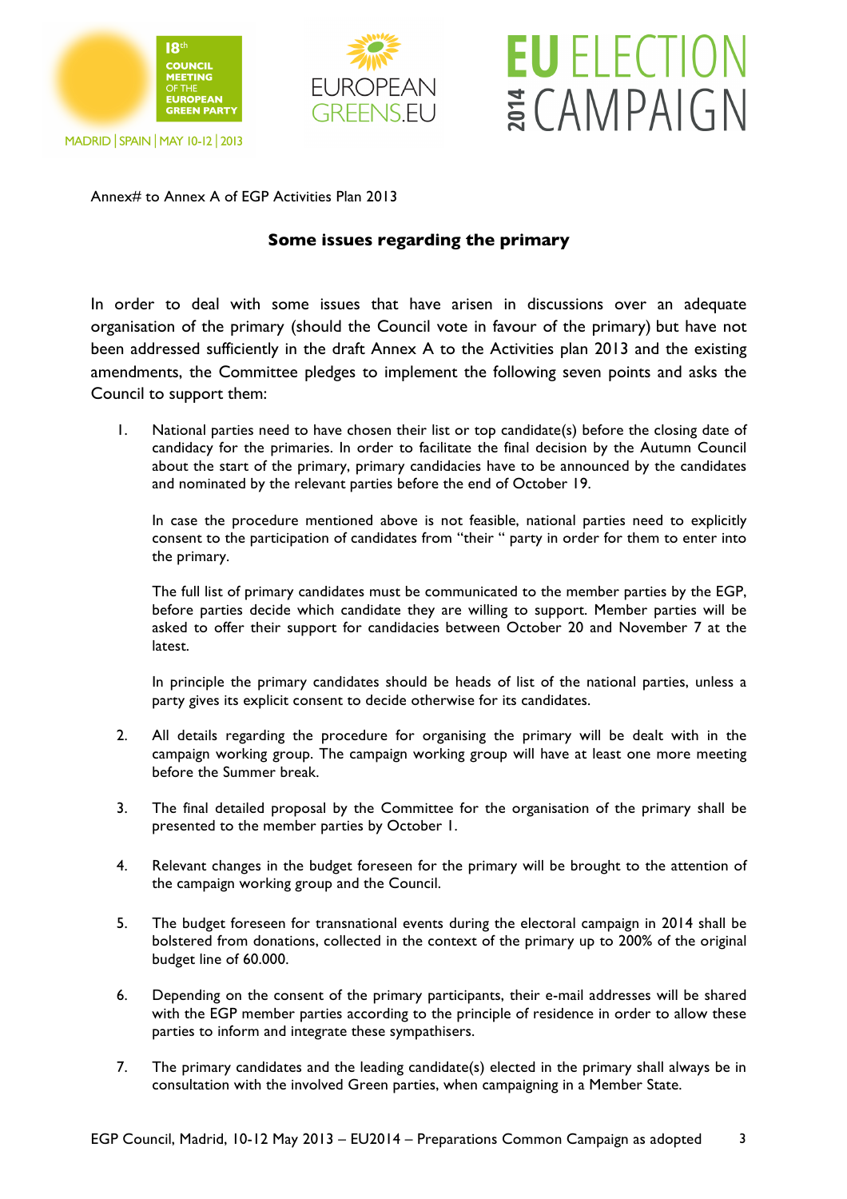Annex# to Annex A of EGP Activities Plan 2013

## Some issues regarding the primary

In order to deal with some issues that have arisen in discussions over an adequate organisation of the primary (should the Council vote in favour of the primary) but have not been addressed sufficiently in the draft Annex A to the Activities plan 2013 and the existing amendments, the Committee pledges to implement the following seven points and asks the Council to support them:

1. National parties need to have chosen their list or top candidate(s) before the closing date of candidacy for the primaries. In order to facilitate the final decision by the Autumn Council about the start of the primary, primary candidacies have to be announced by the candidates and nominated by the relevant parties before the end of October 19.

   In case the procedure mentioned above is not feasible, national parties need to explicitly consent to the participation of candidates from "their " party in order for them to enter into the primary.

   The full list of primary candidates must be communicated to the member parties by the EGP, before parties decide which candidate they are willing to support. Member parties will be asked to offer their support for candidacies between October 20 and November 7 at the latest.

   In principle the primary candidates should be heads of list of the national parties, unless a party gives its explicit consent to decide otherwise for its candidates.

2. All details regarding the procedure for organising the primary will be dealt with in the campaign working group. The campaign working group will have at least one more meeting before the Summer break.

3. The final detailed proposal by the Committee for the organisation of the primary shall be presented to the member parties by October 1.

4. Relevant changes in the budget foreseen for the primary will be brought to the attention of the campaign working group and the Council.

5. The budget foreseen for transnational events during the electoral campaign in 2014 shall be bolstered from donations, collected in the context of the primary up to 200% of the original budget line of 60.000.

6. Depending on the consent of the primary participants, their e-mail addresses will be shared with the EGP member parties according to the principle of residence in order to allow these parties to inform and integrate these sympathisers.

7. The primary candidates and the leading candidate(s) elected in the primary shall always be in consultation with the involved Green parties, when campaigning in a Member State.